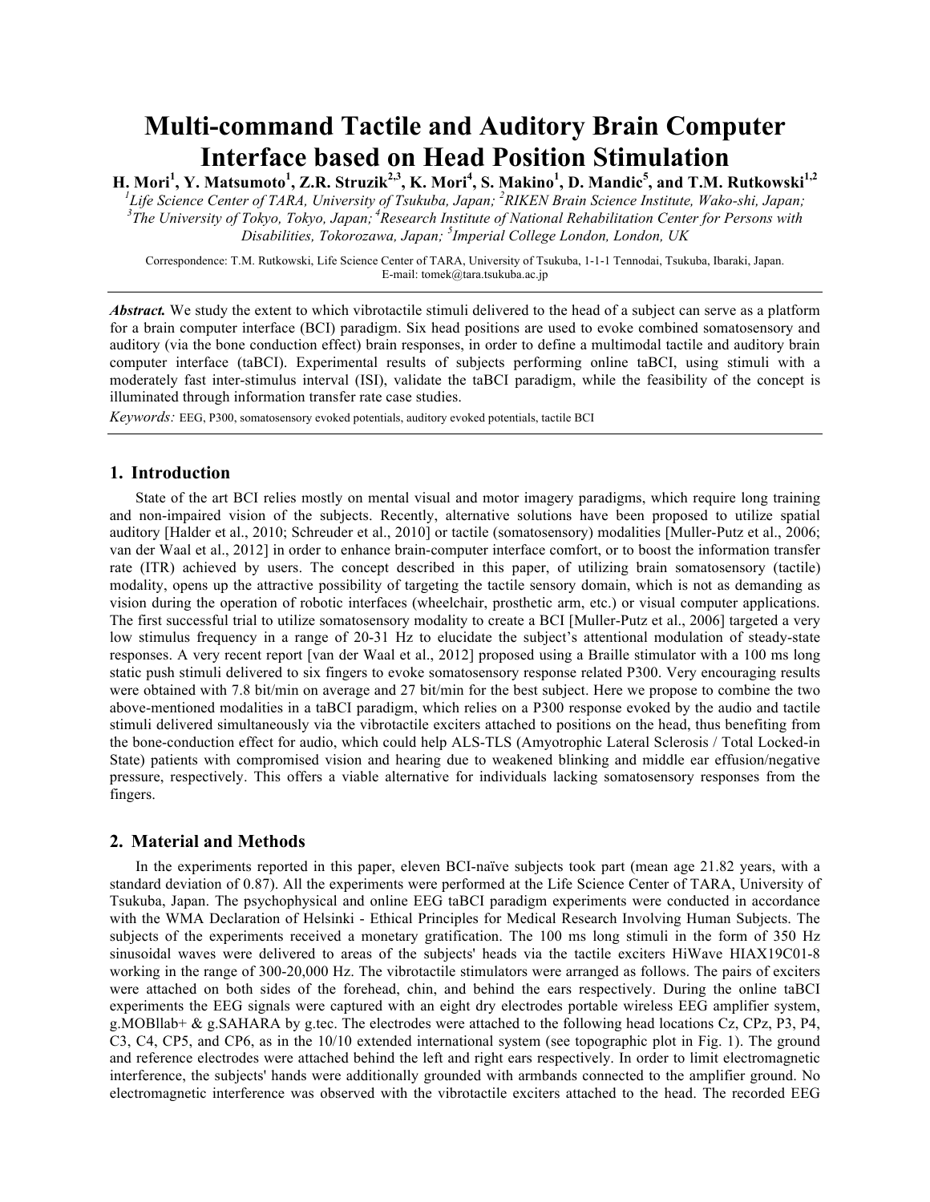# Multi-command Tactile and Auditory Brain Computer Interface based on Head Position Stimulation

**H. Mori[1], Y. Matsumoto[1], Z.R. Struzik[2,3], K. Mori[4], S. Makino[1], D. Mandic[5], and T.M. Rutkowski[1,2]**

*[1]Life Science Center of TARA, University of Tsukuba, Japan; [2]RIKEN Brain Science Institute, Wako-shi, Japan; [3]The University of Tokyo, Tokyo, Japan; [4]Research Institute of National Rehabilitation Center for Persons with Disabilities, Tokorozawa, Japan; [5]Imperial College London, London, UK*

Correspondence: T.M. Rutkowski, Life Science Center of TARA, University of Tsukuba, 1-1-1 Tennodai, Tsukuba, Ibaraki, Japan. E-mail: tomek@tara.tsukuba.ac.jp

***Abstract.*** We study the extent to which vibrotactile stimuli delivered to the head of a subject can serve as a platform for a brain computer interface (BCI) paradigm. Six head positions are used to evoke combined somatosensory and auditory (via the bone conduction effect) brain responses, in order to define a multimodal tactile and auditory brain computer interface (taBCI). Experimental results of subjects performing online taBCI, using stimuli with a moderately fast inter-stimulus interval (ISI), validate the taBCI paradigm, while the feasibility of the concept is illuminated through information transfer rate case studies.

*Keywords:* EEG, P300, somatosensory evoked potentials, auditory evoked potentials, tactile BCI

## 1. Introduction

State of the art BCI relies mostly on mental visual and motor imagery paradigms, which require long training and non-impaired vision of the subjects. Recently, alternative solutions have been proposed to utilize spatial auditory [Halder et al., 2010; Schreuder et al., 2010] or tactile (somatosensory) modalities [Muller-Putz et al., 2006; van der Waal et al., 2012] in order to enhance brain-computer interface comfort, or to boost the information transfer rate (ITR) achieved by users. The concept described in this paper, of utilizing brain somatosensory (tactile) modality, opens up the attractive possibility of targeting the tactile sensory domain, which is not as demanding as vision during the operation of robotic interfaces (wheelchair, prosthetic arm, etc.) or visual computer applications. The first successful trial to utilize somatosensory modality to create a BCI [Muller-Putz et al., 2006] targeted a very low stimulus frequency in a range of 20-31 Hz to elucidate the subject's attentional modulation of steady-state responses. A very recent report [van der Waal et al., 2012] proposed using a Braille stimulator with a 100 ms long static push stimuli delivered to six fingers to evoke somatosensory response related P300. Very encouraging results were obtained with 7.8 bit/min on average and 27 bit/min for the best subject. Here we propose to combine the two above-mentioned modalities in a taBCI paradigm, which relies on a P300 response evoked by the audio and tactile stimuli delivered simultaneously via the vibrotactile exciters attached to positions on the head, thus benefiting from the bone-conduction effect for audio, which could help ALS-TLS (Amyotrophic Lateral Sclerosis / Total Locked-in State) patients with compromised vision and hearing due to weakened blinking and middle ear effusion/negative pressure, respectively. This offers a viable alternative for individuals lacking somatosensory responses from the fingers.

## 2. Material and Methods

In the experiments reported in this paper, eleven BCI-naïve subjects took part (mean age 21.82 years, with a standard deviation of 0.87). All the experiments were performed at the Life Science Center of TARA, University of Tsukuba, Japan. The psychophysical and online EEG taBCI paradigm experiments were conducted in accordance with the WMA Declaration of Helsinki - Ethical Principles for Medical Research Involving Human Subjects. The subjects of the experiments received a monetary gratification. The 100 ms long stimuli in the form of 350 Hz sinusoidal waves were delivered to areas of the subjects' heads via the tactile exciters HiWave HIAX19C01-8 working in the range of 300-20,000 Hz. The vibrotactile stimulators were arranged as follows. The pairs of exciters were attached on both sides of the forehead, chin, and behind the ears respectively. During the online taBCI experiments the EEG signals were captured with an eight dry electrodes portable wireless EEG amplifier system, g.MOBllab+ & g.SAHARA by g.tec. The electrodes were attached to the following head locations Cz, CPz, P3, P4, C3, C4, CP5, and CP6, as in the 10/10 extended international system (see topographic plot in Fig. 1). The ground and reference electrodes were attached behind the left and right ears respectively. In order to limit electromagnetic interference, the subjects' hands were additionally grounded with armbands connected to the amplifier ground. No electromagnetic interference was observed with the vibrotactile exciters attached to the head. The recorded EEG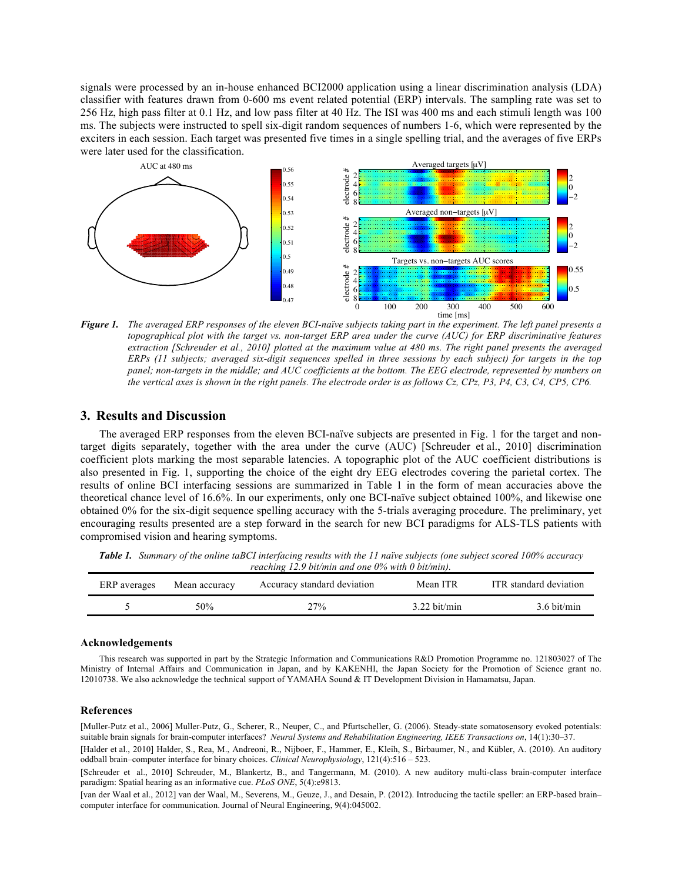signals were processed by an in-house enhanced BCI2000 application using a linear discrimination analysis (LDA) classifier with features drawn from 0-600 ms event related potential (ERP) intervals. The sampling rate was set to 256 Hz, high pass filter at 0.1 Hz, and low pass filter at 40 Hz. The ISI was 400 ms and each stimuli length was 100 ms. The subjects were instructed to spell six-digit random sequences of numbers 1-6, which were represented by the exciters in each session. Each target was presented five times in a single spelling trial, and the averages of five ERPs were later used for the classification.

AUC at 480 ms

0.56
0.55
0.54
0.53
0.52
0.51
0.5
0.49
0.48
0.47

Averaged targets [μV]

electrode #
2
4
6
8

2
0
−2

Averaged non−targets [μV]

electrode #
2
4
6
8

2
0
−2

Targets vs. non−targets AUC scores

electrode #
2
4
6
8

0.55
0.5

0 100 200 300 400 500 600
time [ms]

***Figure 1.*** *The averaged ERP responses of the eleven BCI-naïve subjects taking part in the experiment. The left panel presents a topographical plot with the target vs. non-target ERP area under the curve (AUC) for ERP discriminative features extraction [Schreuder et al., 2010] plotted at the maximum value at 480 ms. The right panel presents the averaged ERPs (11 subjects; averaged six-digit sequences spelled in three sessions by each subject) for targets in the top panel; non-targets in the middle; and AUC coefficients at the bottom. The EEG electrode, represented by numbers on the vertical axes is shown in the right panels. The electrode order is as follows Cz, CPz, P3, P4, C3, C4, CP5, CP6.*

## 3. Results and Discussion

The averaged ERP responses from the eleven BCI-naïve subjects are presented in Fig. 1 for the target and non-target digits separately, together with the area under the curve (AUC) [Schreuder et al., 2010] discrimination coefficient plots marking the most separable latencies. A topographic plot of the AUC coefficient distributions is also presented in Fig. 1, supporting the choice of the eight dry EEG electrodes covering the parietal cortex. The results of online BCI interfacing sessions are summarized in Table 1 in the form of mean accuracies above the theoretical chance level of 16.6%. In our experiments, only one BCI-naïve subject obtained 100%, and likewise one obtained 0% for the six-digit sequence spelling accuracy with the 5-trials averaging procedure. The preliminary, yet encouraging results presented are a step forward in the search for new BCI paradigms for ALS-TLS patients with compromised vision and hearing symptoms.

***Table 1.*** *Summary of the online taBCI interfacing results with the 11 naïve subjects (one subject scored 100% accuracy reaching 12.9 bit/min and one 0% with 0 bit/min).*

| ERP averages | Mean accuracy | Accuracy standard deviation | Mean ITR | ITR standard deviation |
|---|---|---|---|---|
| 5 | 50% | 27% | 3.22 bit/min | 3.6 bit/min |

### Acknowledgements

This research was supported in part by the Strategic Information and Communications R&D Promotion Programme no. 121803027 of The Ministry of Internal Affairs and Communication in Japan, and by KAKENHI, the Japan Society for the Promotion of Science grant no. 12010738. We also acknowledge the technical support of YAMAHA Sound & IT Development Division in Hamamatsu, Japan.

### References

[Muller-Putz et al., 2006] Muller-Putz, G., Scherer, R., Neuper, C., and Pfurtscheller, G. (2006). Steady-state somatosensory evoked potentials: suitable brain signals for brain-computer interfaces? *Neural Systems and Rehabilitation Engineering, IEEE Transactions on*, 14(1):30–37.

[Halder et al., 2010] Halder, S., Rea, M., Andreoni, R., Nijboer, F., Hammer, E., Kleih, S., Birbaumer, N., and Kübler, A. (2010). An auditory oddball brain–computer interface for binary choices. *Clinical Neurophysiology*, 121(4):516 – 523.

[Schreuder et al., 2010] Schreuder, M., Blankertz, B., and Tangermann, M. (2010). A new auditory multi-class brain-computer interface paradigm: Spatial hearing as an informative cue. *PLoS ONE*, 5(4):e9813.

[van der Waal et al., 2012] van der Waal, M., Severens, M., Geuze, J., and Desain, P. (2012). Introducing the tactile speller: an ERP-based brain–computer interface for communication. Journal of Neural Engineering, 9(4):045002.